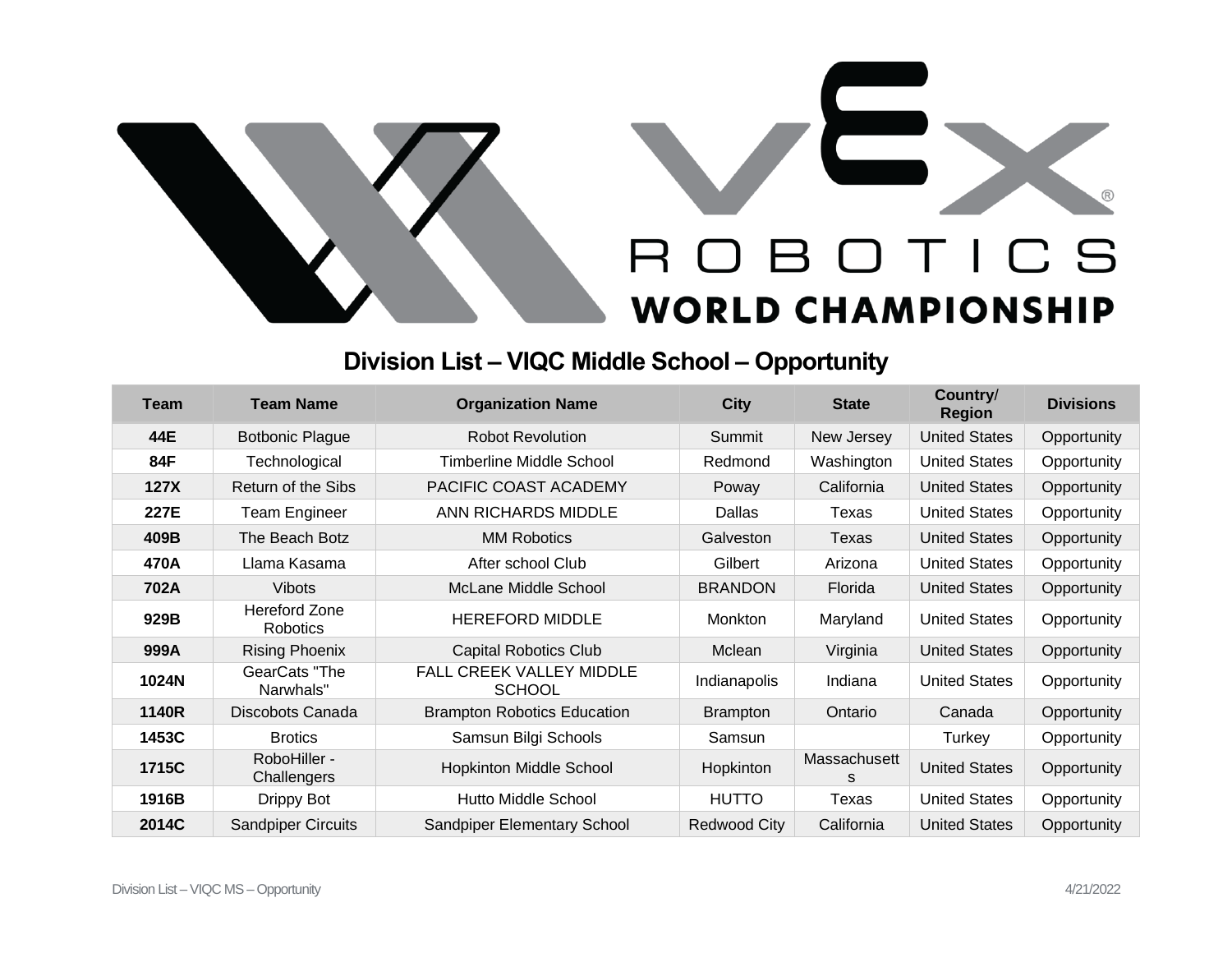VEX ROBOTICS WORLD CHAMPIONSHIP

# Division List – VIQC Middle School – Opportunity

| Team | Team Name | Organization Name | City | State | Country/ Region | Divisions |
|---|---|---|---|---|---|---|
| **44E** | Botbonic Plague | Robot Revolution | Summit | New Jersey | United States | Opportunity |
| **84F** | Technological | Timberline Middle School | Redmond | Washington | United States | Opportunity |
| **127X** | Return of the Sibs | PACIFIC COAST ACADEMY | Poway | California | United States | Opportunity |
| **227E** | Team Engineer | ANN RICHARDS MIDDLE | Dallas | Texas | United States | Opportunity |
| **409B** | The Beach Botz | MM Robotics | Galveston | Texas | United States | Opportunity |
| **470A** | Llama Kasama | After school Club | Gilbert | Arizona | United States | Opportunity |
| **702A** | Vibots | McLane Middle School | BRANDON | Florida | United States | Opportunity |
| **929B** | Hereford Zone Robotics | HEREFORD MIDDLE | Monkton | Maryland | United States | Opportunity |
| **999A** | Rising Phoenix | Capital Robotics Club | Mclean | Virginia | United States | Opportunity |
| **1024N** | GearCats "The Narwhals" | FALL CREEK VALLEY MIDDLE SCHOOL | Indianapolis | Indiana | United States | Opportunity |
| **1140R** | Discobots Canada | Brampton Robotics Education | Brampton | Ontario | Canada | Opportunity |
| **1453C** | Brotics | Samsun Bilgi Schools | Samsun | | Turkey | Opportunity |
| **1715C** | RoboHiller - Challengers | Hopkinton Middle School | Hopkinton | Massachusetts | United States | Opportunity |
| **1916B** | Drippy Bot | Hutto Middle School | HUTTO | Texas | United States | Opportunity |
| **2014C** | Sandpiper Circuits | Sandpiper Elementary School | Redwood City | California | United States | Opportunity |

Division List – VIQC MS – Opportunity 4/21/2022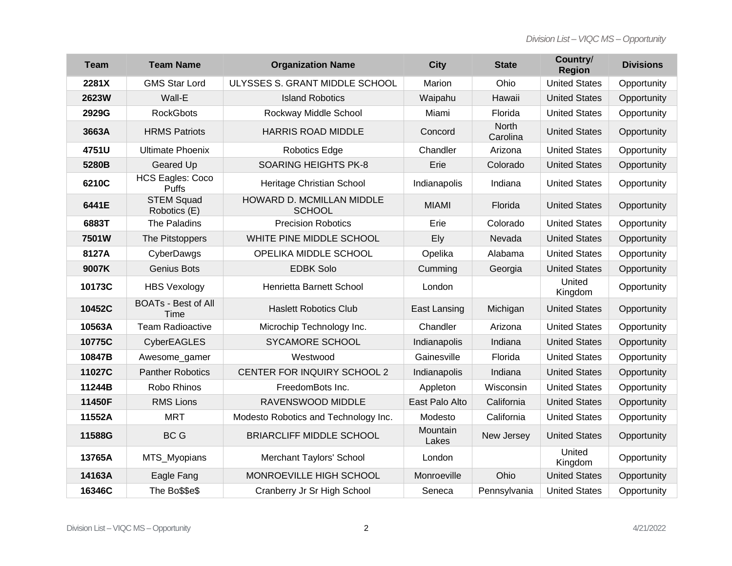| Team | Team Name | Organization Name | City | State | Country/ Region | Divisions |
|---|---|---|---|---|---|---|
| **2281X** | GMS Star Lord | ULYSSES S. GRANT MIDDLE SCHOOL | Marion | Ohio | United States | Opportunity |
| **2623W** | Wall-E | Island Robotics | Waipahu | Hawaii | United States | Opportunity |
| **2929G** | RockGbots | Rockway Middle School | Miami | Florida | United States | Opportunity |
| **3663A** | HRMS Patriots | HARRIS ROAD MIDDLE | Concord | North Carolina | United States | Opportunity |
| **4751U** | Ultimate Phoenix | Robotics Edge | Chandler | Arizona | United States | Opportunity |
| **5280B** | Geared Up | SOARING HEIGHTS PK-8 | Erie | Colorado | United States | Opportunity |
| **6210C** | HCS Eagles: Coco Puffs | Heritage Christian School | Indianapolis | Indiana | United States | Opportunity |
| **6441E** | STEM Squad Robotics (E) | HOWARD D. MCMILLAN MIDDLE SCHOOL | MIAMI | Florida | United States | Opportunity |
| **6883T** | The Paladins | Precision Robotics | Erie | Colorado | United States | Opportunity |
| **7501W** | The Pitstoppers | WHITE PINE MIDDLE SCHOOL | Ely | Nevada | United States | Opportunity |
| **8127A** | CyberDawgs | OPELIKA MIDDLE SCHOOL | Opelika | Alabama | United States | Opportunity |
| **9007K** | Genius Bots | EDBK Solo | Cumming | Georgia | United States | Opportunity |
| **10173C** | HBS Vexology | Henrietta Barnett School | London | | United Kingdom | Opportunity |
| **10452C** | BOATs - Best of All Time | Haslett Robotics Club | East Lansing | Michigan | United States | Opportunity |
| **10563A** | Team Radioactive | Microchip Technology Inc. | Chandler | Arizona | United States | Opportunity |
| **10775C** | CyberEAGLES | SYCAMORE SCHOOL | Indianapolis | Indiana | United States | Opportunity |
| **10847B** | Awesome_gamer | Westwood | Gainesville | Florida | United States | Opportunity |
| **11027C** | Panther Robotics | CENTER FOR INQUIRY SCHOOL 2 | Indianapolis | Indiana | United States | Opportunity |
| **11244B** | Robo Rhinos | FreedomBots Inc. | Appleton | Wisconsin | United States | Opportunity |
| **11450F** | RMS Lions | RAVENSWOOD MIDDLE | East Palo Alto | California | United States | Opportunity |
| **11552A** | MRT | Modesto Robotics and Technology Inc. | Modesto | California | United States | Opportunity |
| **11588G** | BC G | BRIARCLIFF MIDDLE SCHOOL | Mountain Lakes | New Jersey | United States | Opportunity |
| **13765A** | MTS_Myopians | Merchant Taylors' School | London | | United Kingdom | Opportunity |
| **14163A** | Eagle Fang | MONROEVILLE HIGH SCHOOL | Monroeville | Ohio | United States | Opportunity |
| **16346C** | The Bo$$e$ | Cranberry Jr Sr High School | Seneca | Pennsylvania | United States | Opportunity |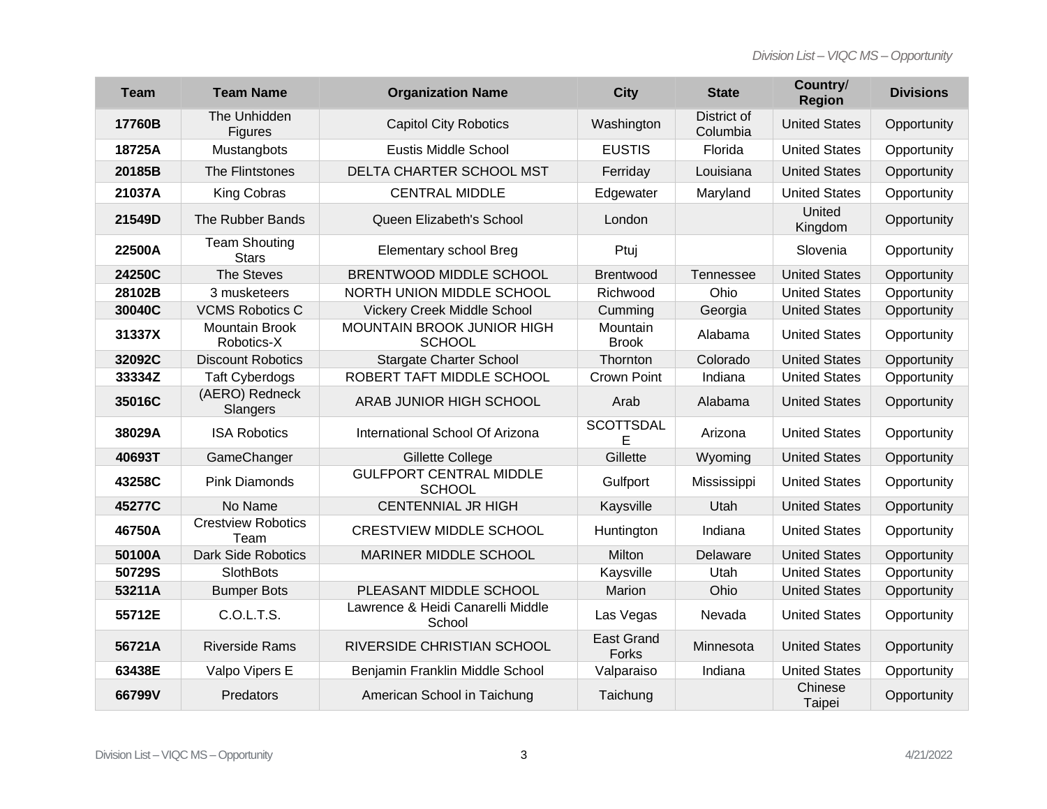| Team | Team Name | Organization Name | City | State | Country/ Region | Divisions |
|---|---|---|---|---|---|---|
| 17760B | The Unhidden Figures | Capitol City Robotics | Washington | District of Columbia | United States | Opportunity |
| 18725A | Mustangbots | Eustis Middle School | EUSTIS | Florida | United States | Opportunity |
| 20185B | The Flintstones | DELTA CHARTER SCHOOL MST | Ferriday | Louisiana | United States | Opportunity |
| 21037A | King Cobras | CENTRAL MIDDLE | Edgewater | Maryland | United States | Opportunity |
| 21549D | The Rubber Bands | Queen Elizabeth's School | London | | United Kingdom | Opportunity |
| 22500A | Team Shouting Stars | Elementary school Breg | Ptuj | | Slovenia | Opportunity |
| 24250C | The Steves | BRENTWOOD MIDDLE SCHOOL | Brentwood | Tennessee | United States | Opportunity |
| 28102B | 3 musketeers | NORTH UNION MIDDLE SCHOOL | Richwood | Ohio | United States | Opportunity |
| 30040C | VCMS Robotics C | Vickery Creek Middle School | Cumming | Georgia | United States | Opportunity |
| 31337X | Mountain Brook Robotics-X | MOUNTAIN BROOK JUNIOR HIGH SCHOOL | Mountain Brook | Alabama | United States | Opportunity |
| 32092C | Discount Robotics | Stargate Charter School | Thornton | Colorado | United States | Opportunity |
| 33334Z | Taft Cyberdogs | ROBERT TAFT MIDDLE SCHOOL | Crown Point | Indiana | United States | Opportunity |
| 35016C | (AERO) Redneck Slangers | ARAB JUNIOR HIGH SCHOOL | Arab | Alabama | United States | Opportunity |
| 38029A | ISA Robotics | International School Of Arizona | SCOTTSDALE | Arizona | United States | Opportunity |
| 40693T | GameChanger | Gillette College | Gillette | Wyoming | United States | Opportunity |
| 43258C | Pink Diamonds | GULFPORT CENTRAL MIDDLE SCHOOL | Gulfport | Mississippi | United States | Opportunity |
| 45277C | No Name | CENTENNIAL JR HIGH | Kaysville | Utah | United States | Opportunity |
| 46750A | Crestview Robotics Team | CRESTVIEW MIDDLE SCHOOL | Huntington | Indiana | United States | Opportunity |
| 50100A | Dark Side Robotics | MARINER MIDDLE SCHOOL | Milton | Delaware | United States | Opportunity |
| 50729S | SlothBots | | Kaysville | Utah | United States | Opportunity |
| 53211A | Bumper Bots | PLEASANT MIDDLE SCHOOL | Marion | Ohio | United States | Opportunity |
| 55712E | C.O.L.T.S. | Lawrence & Heidi Canarelli Middle School | Las Vegas | Nevada | United States | Opportunity |
| 56721A | Riverside Rams | RIVERSIDE CHRISTIAN SCHOOL | East Grand Forks | Minnesota | United States | Opportunity |
| 63438E | Valpo Vipers E | Benjamin Franklin Middle School | Valparaiso | Indiana | United States | Opportunity |
| 66799V | Predators | American School in Taichung | Taichung | | Chinese Taipei | Opportunity |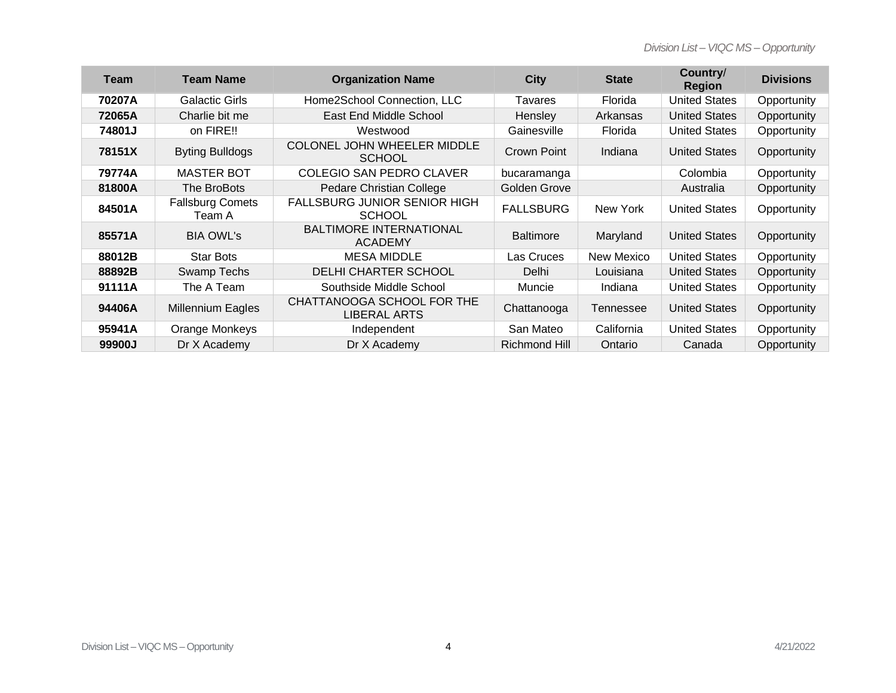| Team | Team Name | Organization Name | City | State | Country/ Region | Divisions |
|---|---|---|---|---|---|---|
| **70207A** | Galactic Girls | Home2School Connection, LLC | Tavares | Florida | United States | Opportunity |
| **72065A** | Charlie bit me | East End Middle School | Hensley | Arkansas | United States | Opportunity |
| **74801J** | on FIRE!! | Westwood | Gainesville | Florida | United States | Opportunity |
| **78151X** | Byting Bulldogs | COLONEL JOHN WHEELER MIDDLE SCHOOL | Crown Point | Indiana | United States | Opportunity |
| **79774A** | MASTER BOT | COLEGIO SAN PEDRO CLAVER | bucaramanga | | Colombia | Opportunity |
| **81800A** | The BroBots | Pedare Christian College | Golden Grove | | Australia | Opportunity |
| **84501A** | Fallsburg Comets Team A | FALLSBURG JUNIOR SENIOR HIGH SCHOOL | FALLSBURG | New York | United States | Opportunity |
| **85571A** | BIA OWL's | BALTIMORE INTERNATIONAL ACADEMY | Baltimore | Maryland | United States | Opportunity |
| **88012B** | Star Bots | MESA MIDDLE | Las Cruces | New Mexico | United States | Opportunity |
| **88892B** | Swamp Techs | DELHI CHARTER SCHOOL | Delhi | Louisiana | United States | Opportunity |
| **91111A** | The A Team | Southside Middle School | Muncie | Indiana | United States | Opportunity |
| **94406A** | Millennium Eagles | CHATTANOOGA SCHOOL FOR THE LIBERAL ARTS | Chattanooga | Tennessee | United States | Opportunity |
| **95941A** | Orange Monkeys | Independent | San Mateo | California | United States | Opportunity |
| **99900J** | Dr X Academy | Dr X Academy | Richmond Hill | Ontario | Canada | Opportunity |